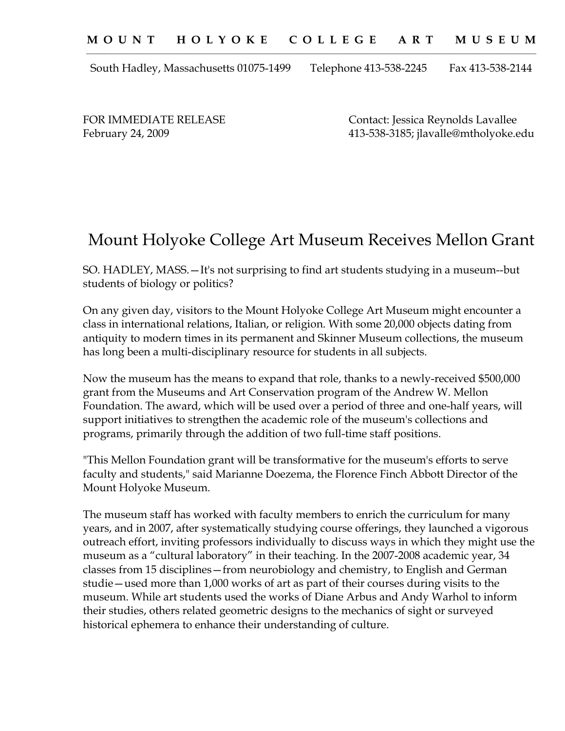**M O U N T   H O L Y O K E   C O L L E G E   A R T   M U S E U M**

South Hadley, Massachusetts 01075-1499   Telephone 413-538-2245   Fax 413-538-2144

FOR IMMEDIATE RELEASE
February 24, 2009

Contact: Jessica Reynolds Lavallee
413-538-3185; jlavalle@mtholyoke.edu

# Mount Holyoke College Art Museum Receives Mellon Grant

SO. HADLEY, MASS.—It's not surprising to find art students studying in a museum--but students of biology or politics?

On any given day, visitors to the Mount Holyoke College Art Museum might encounter a class in international relations, Italian, or religion. With some 20,000 objects dating from antiquity to modern times in its permanent and Skinner Museum collections, the museum has long been a multi-disciplinary resource for students in all subjects.

Now the museum has the means to expand that role, thanks to a newly-received $500,000 grant from the Museums and Art Conservation program of the Andrew W. Mellon Foundation. The award, which will be used over a period of three and one-half years, will support initiatives to strengthen the academic role of the museum's collections and programs, primarily through the addition of two full-time staff positions.

"This Mellon Foundation grant will be transformative for the museum's efforts to serve faculty and students," said Marianne Doezema, the Florence Finch Abbott Director of the Mount Holyoke Museum.

The museum staff has worked with faculty members to enrich the curriculum for many years, and in 2007, after systematically studying course offerings, they launched a vigorous outreach effort, inviting professors individually to discuss ways in which they might use the museum as a "cultural laboratory" in their teaching. In the 2007-2008 academic year, 34 classes from 15 disciplines—from neurobiology and chemistry, to English and German studie—used more than 1,000 works of art as part of their courses during visits to the museum. While art students used the works of Diane Arbus and Andy Warhol to inform their studies, others related geometric designs to the mechanics of sight or surveyed historical ephemera to enhance their understanding of culture.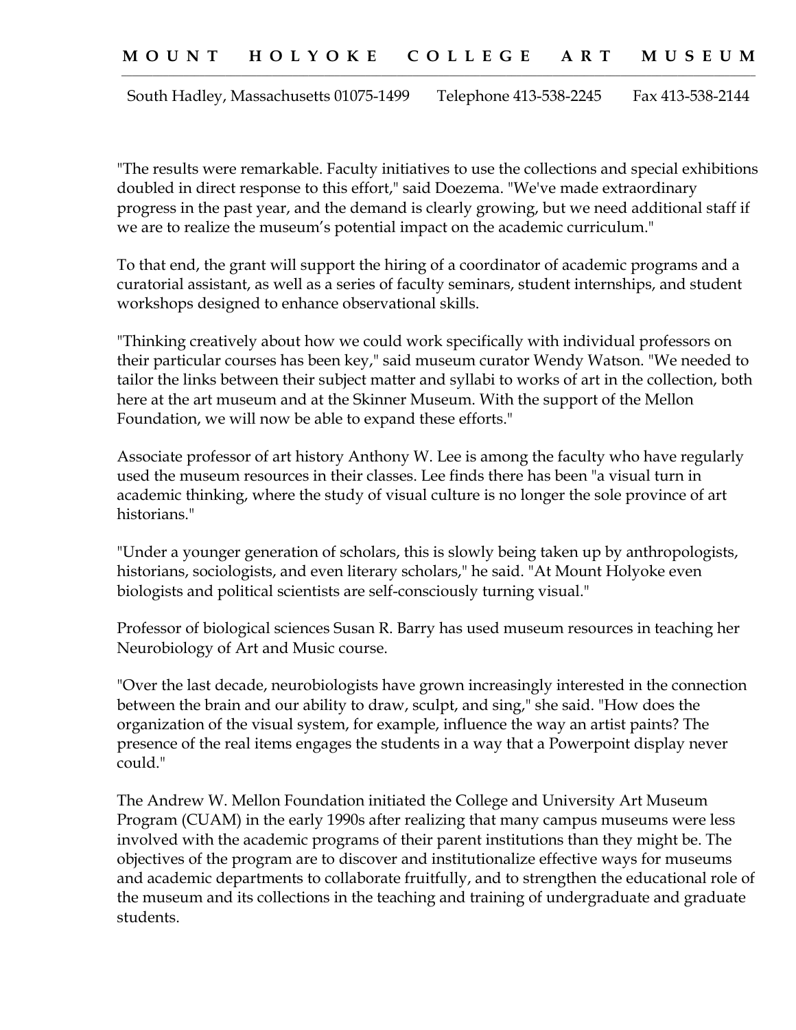"The results were remarkable. Faculty initiatives to use the collections and special exhibitions doubled in direct response to this effort," said Doezema. "We've made extraordinary progress in the past year, and the demand is clearly growing, but we need additional staff if we are to realize the museum's potential impact on the academic curriculum."

To that end, the grant will support the hiring of a coordinator of academic programs and a curatorial assistant, as well as a series of faculty seminars, student internships, and student workshops designed to enhance observational skills.

"Thinking creatively about how we could work specifically with individual professors on their particular courses has been key," said museum curator Wendy Watson. "We needed to tailor the links between their subject matter and syllabi to works of art in the collection, both here at the art museum and at the Skinner Museum. With the support of the Mellon Foundation, we will now be able to expand these efforts."

Associate professor of art history Anthony W. Lee is among the faculty who have regularly used the museum resources in their classes. Lee finds there has been "a visual turn in academic thinking, where the study of visual culture is no longer the sole province of art historians."

"Under a younger generation of scholars, this is slowly being taken up by anthropologists, historians, sociologists, and even literary scholars," he said. "At Mount Holyoke even biologists and political scientists are self-consciously turning visual."

Professor of biological sciences Susan R. Barry has used museum resources in teaching her Neurobiology of Art and Music course.

"Over the last decade, neurobiologists have grown increasingly interested in the connection between the brain and our ability to draw, sculpt, and sing," she said. "How does the organization of the visual system, for example, influence the way an artist paints? The presence of the real items engages the students in a way that a Powerpoint display never could."

The Andrew W. Mellon Foundation initiated the College and University Art Museum Program (CUAM) in the early 1990s after realizing that many campus museums were less involved with the academic programs of their parent institutions than they might be. The objectives of the program are to discover and institutionalize effective ways for museums and academic departments to collaborate fruitfully, and to strengthen the educational role of the museum and its collections in the teaching and training of undergraduate and graduate students.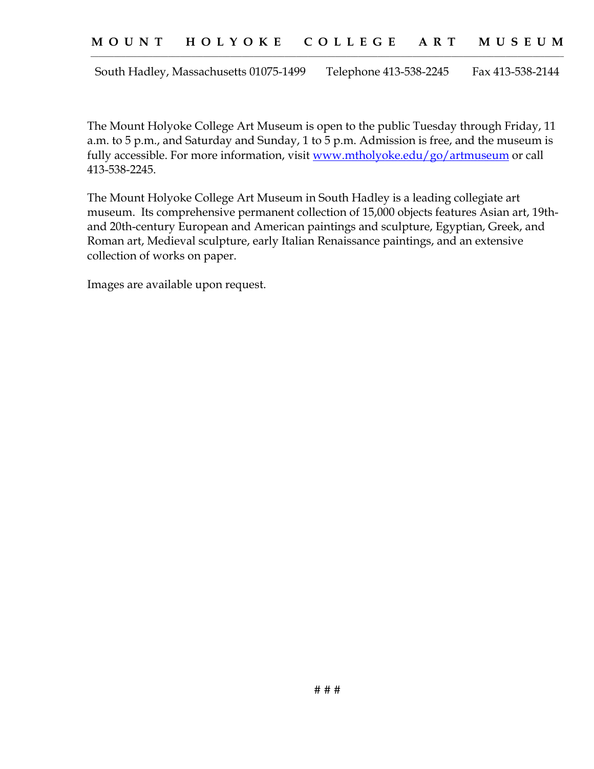The Mount Holyoke College Art Museum is open to the public Tuesday through Friday, 11 a.m. to 5 p.m., and Saturday and Sunday, 1 to 5 p.m. Admission is free, and the museum is fully accessible. For more information, visit www.mtholyoke.edu/go/artmuseum or call 413-538-2245.

The Mount Holyoke College Art Museum in South Hadley is a leading collegiate art museum. Its comprehensive permanent collection of 15,000 objects features Asian art, 19th- and 20th-century European and American paintings and sculpture, Egyptian, Greek, and Roman art, Medieval sculpture, early Italian Renaissance paintings, and an extensive collection of works on paper.

Images are available upon request.

# # #